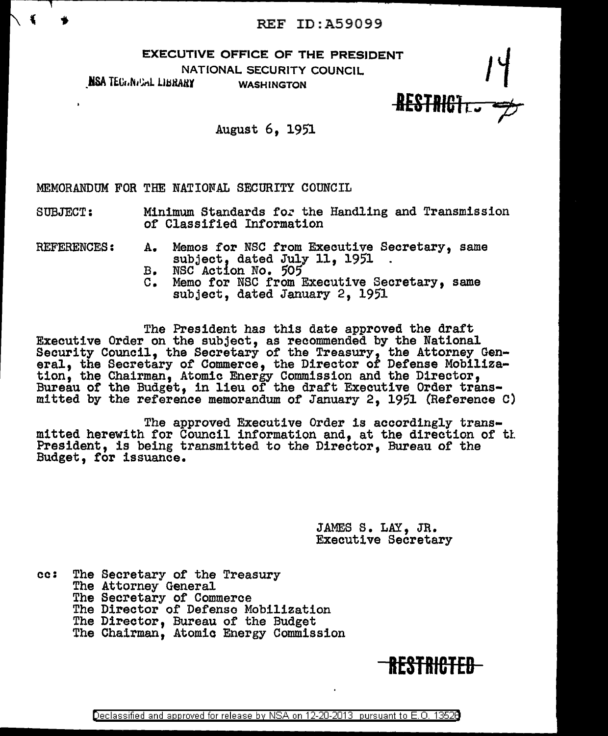REF ID:A59099

EXECUTIVE OFFICE OF THE PRESIDENT
NATIONAL SECURITY COUNCIL
NSA TECHNICAL LIBRARY WASHINGTON

14

~~RESTRICTED~~

August 6, 1951

MEMORANDUM FOR THE NATIONAL SECURITY COUNCIL

SUBJECT: Minimum Standards for the Handling and Transmission of Classified Information

REFERENCES:
A. Memos for NSC from Executive Secretary, same subject, dated July 11, 1951 .
B. NSC Action No. 505
C. Memo for NSC from Executive Secretary, same subject, dated January 2, 1951

The President has this date approved the draft Executive Order on the subject, as recommended by the National Security Council, the Secretary of the Treasury, the Attorney General, the Secretary of Commerce, the Director of Defense Mobilization, the Chairman, Atomic Energy Commission and the Director, Bureau of the Budget, in lieu of the draft Executive Order transmitted by the reference memorandum of January 2, 1951 (Reference C)

The approved Executive Order is accordingly transmitted herewith for Council information and, at the direction of the President, is being transmitted to the Director, Bureau of the Budget, for issuance.

JAMES S. LAY, JR.
Executive Secretary

cc: The Secretary of the Treasury
The Attorney General
The Secretary of Commerce
The Director of Defense Mobilization
The Director, Bureau of the Budget
The Chairman, Atomic Energy Commission

~~RESTRICTED~~

Declassified and approved for release by NSA on 12-20-2013 pursuant to E.O. 13526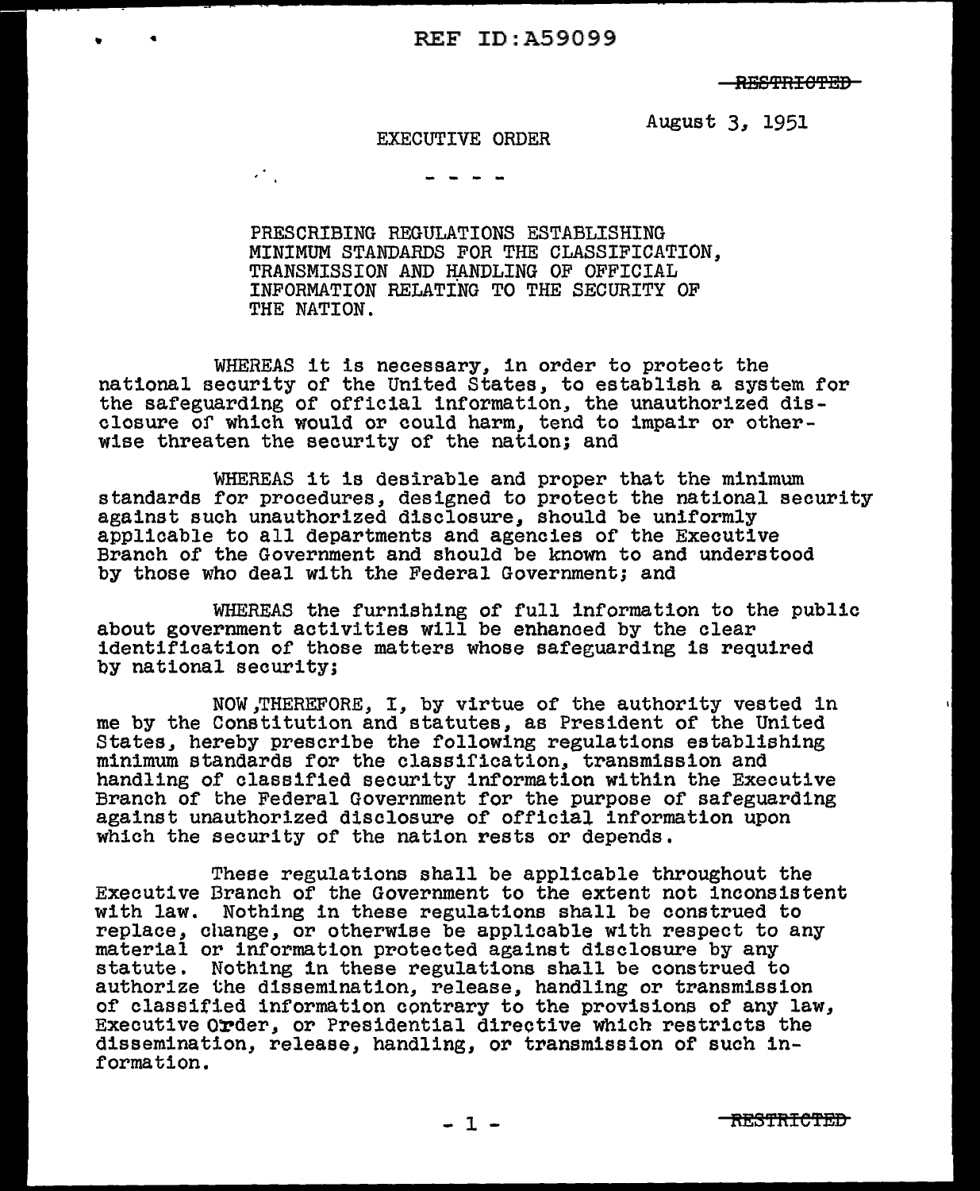RESTRICTED

August 3, 1951

EXECUTIVE ORDER

- - - -

PRESCRIBING REGULATIONS ESTABLISHING MINIMUM STANDARDS FOR THE CLASSIFICATION, TRANSMISSION AND HANDLING OF OFFICIAL INFORMATION RELATING TO THE SECURITY OF THE NATION.

WHEREAS it is necessary, in order to protect the national security of the United States, to establish a system for the safeguarding of official information, the unauthorized disclosure of which would or could harm, tend to impair or otherwise threaten the security of the nation; and

WHEREAS it is desirable and proper that the minimum standards for procedures, designed to protect the national security against such unauthorized disclosure, should be uniformly applicable to all departments and agencies of the Executive Branch of the Government and should be known to and understood by those who deal with the Federal Government; and

WHEREAS the furnishing of full information to the public about government activities will be enhanced by the clear identification of those matters whose safeguarding is required by national security;

NOW,THEREFORE, I, by virtue of the authority vested in me by the Constitution and statutes, as President of the United States, hereby prescribe the following regulations establishing minimum standards for the classification, transmission and handling of classified security information within the Executive Branch of the Federal Government for the purpose of safeguarding against unauthorized disclosure of official information upon which the security of the nation rests or depends.

These regulations shall be applicable throughout the Executive Branch of the Government to the extent not inconsistent with law. Nothing in these regulations shall be construed to replace, change, or otherwise be applicable with respect to any material or information protected against disclosure by any statute. Nothing in these regulations shall be construed to authorize the dissemination, release, handling or transmission of classified information contrary to the provisions of any law, Executive Order, or Presidential directive which restricts the dissemination, release, handling, or transmission of such information.

RESTRICTED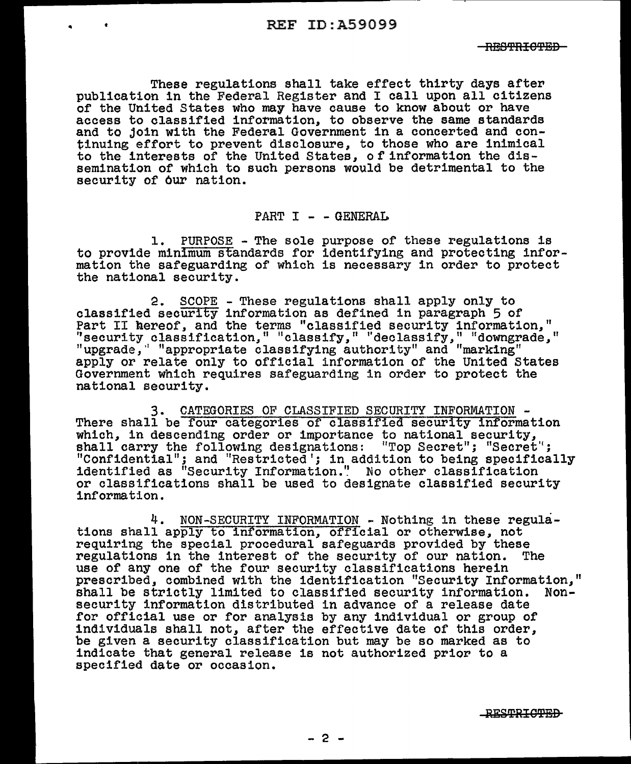These regulations shall take effect thirty days after publication in the Federal Register and I call upon all citizens of the United States who may have cause to know about or have access to classified information, to observe the same standards and to join with the Federal Government in a concerted and continuing effort to prevent disclosure, to those who are inimical to the interests of the United States, of information the dissemination of which to such persons would be detrimental to the security of our nation.

## PART I - - GENERAL

1. PURPOSE - The sole purpose of these regulations is to provide minimum standards for identifying and protecting information the safeguarding of which is necessary in order to protect the national security.

2. SCOPE - These regulations shall apply only to classified security information as defined in paragraph 5 of Part II hereof, and the terms "classified security information," "security classification," "classify," "declassify," "downgrade," "upgrade," "appropriate classifying authority" and "marking" apply or relate only to official information of the United States Government which requires safeguarding in order to protect the national security.

3. CATEGORIES OF CLASSIFIED SECURITY INFORMATION - There shall be four categories of classified security information which, in descending order or importance to national security, shall carry the following designations: "Top Secret"; "Secret"; "Confidential"; and "Restricted"; in addition to being specifically identified as "Security Information." No other classification or classifications shall be used to designate classified security information.

4. NON-SECURITY INFORMATION - Nothing in these regulations shall apply to information, official or otherwise, not requiring the special procedural safeguards provided by these regulations in the interest of the security of our nation. The use of any one of the four security classifications herein prescribed, combined with the identification "Security Information," shall be strictly limited to classified security information. Non-security information distributed in advance of a release date for official use or for analysis by any individual or group of individuals shall not, after the effective date of this order, be given a security classification but may be so marked as to indicate that general release is not authorized prior to a specified date or occasion.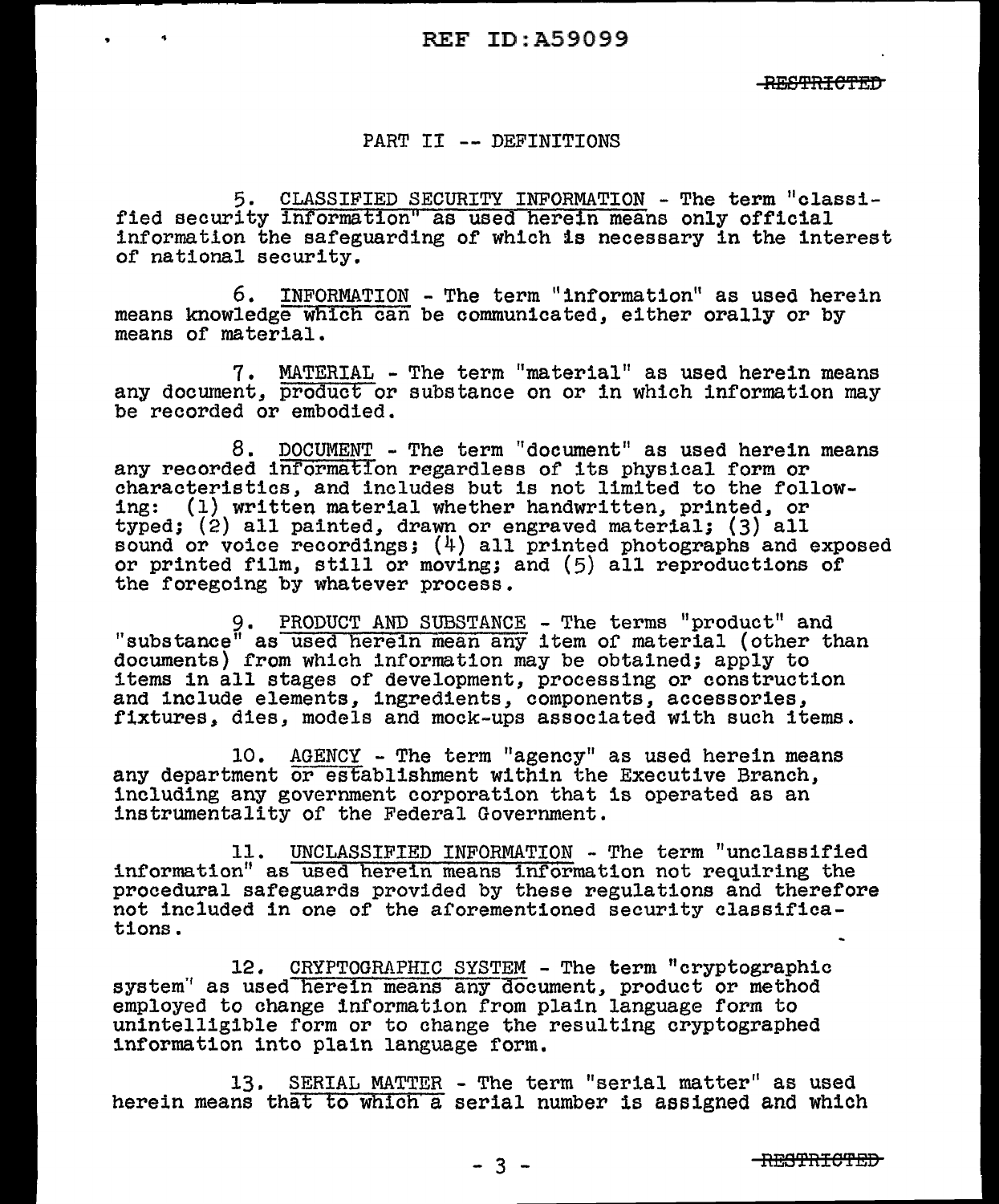## PART II -- DEFINITIONS

5. CLASSIFIED SECURITY INFORMATION - The term "classified security information" as used herein means only official information the safeguarding of which is necessary in the interest of national security.

6. INFORMATION - The term "information" as used herein means knowledge which can be communicated, either orally or by means of material.

7. MATERIAL - The term "material" as used herein means any document, product or substance on or in which information may be recorded or embodied.

8. DOCUMENT - The term "document" as used herein means any recorded information regardless of its physical form or characteristics, and includes but is not limited to the following: (1) written material whether handwritten, printed, or typed; (2) all painted, drawn or engraved material; (3) all sound or voice recordings; (4) all printed photographs and exposed or printed film, still or moving; and (5) all reproductions of the foregoing by whatever process.

9. PRODUCT AND SUBSTANCE - The terms "product" and "substance" as used herein mean any item of material (other than documents) from which information may be obtained; apply to items in all stages of development, processing or construction and include elements, ingredients, components, accessories, fixtures, dies, models and mock-ups associated with such items.

10. AGENCY - The term "agency" as used herein means any department or establishment within the Executive Branch, including any government corporation that is operated as an instrumentality of the Federal Government.

11. UNCLASSIFIED INFORMATION - The term "unclassified information" as used herein means information not requiring the procedural safeguards provided by these regulations and therefore not included in one of the aforementioned security classifications.

12. CRYPTOGRAPHIC SYSTEM - The term "cryptographic system" as used herein means any document, product or method employed to change information from plain language form to unintelligible form or to change the resulting cryptographed information into plain language form.

13. SERIAL MATTER - The term "serial matter" as used herein means that to which a serial number is assigned and which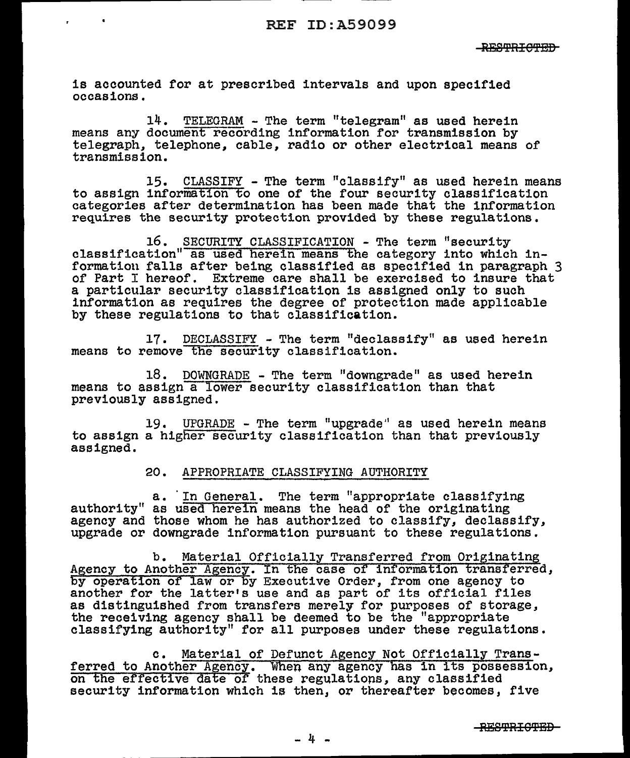is accounted for at prescribed intervals and upon specified occasions.

14. TELEGRAM - The term "telegram" as used herein means any document recording information for transmission by telegraph, telephone, cable, radio or other electrical means of transmission.

15. CLASSIFY - The term "classify" as used herein means to assign information to one of the four security classification categories after determination has been made that the information requires the security protection provided by these regulations.

16. SECURITY CLASSIFICATION - The term "security classification" as used herein means the category into which information falls after being classified as specified in paragraph 3 of Part I hereof. Extreme care shall be exercised to insure that a particular security classification is assigned only to such information as requires the degree of protection made applicable by these regulations to that classification.

17. DECLASSIFY - The term "declassify" as used herein means to remove the security classification.

18. DOWNGRADE - The term "downgrade" as used herein means to assign a lower security classification than that previously assigned.

19. UPGRADE - The term "upgrade" as used herein means to assign a higher security classification than that previously assigned.

20. APPROPRIATE CLASSIFYING AUTHORITY

a. In General. The term "appropriate classifying authority" as used herein means the head of the originating agency and those whom he has authorized to classify, declassify, upgrade or downgrade information pursuant to these regulations.

b. Material Officially Transferred from Originating Agency to Another Agency. In the case of information transferred, by operation of law or by Executive Order, from one agency to another for the latter's use and as part of its official files as distinguished from transfers merely for purposes of storage, the receiving agency shall be deemed to be the "appropriate classifying authority" for all purposes under these regulations.

c. Material of Defunct Agency Not Officially Transferred to Another Agency. When any agency has in its possession, on the effective date of these regulations, any classified security information which is then, or thereafter becomes, five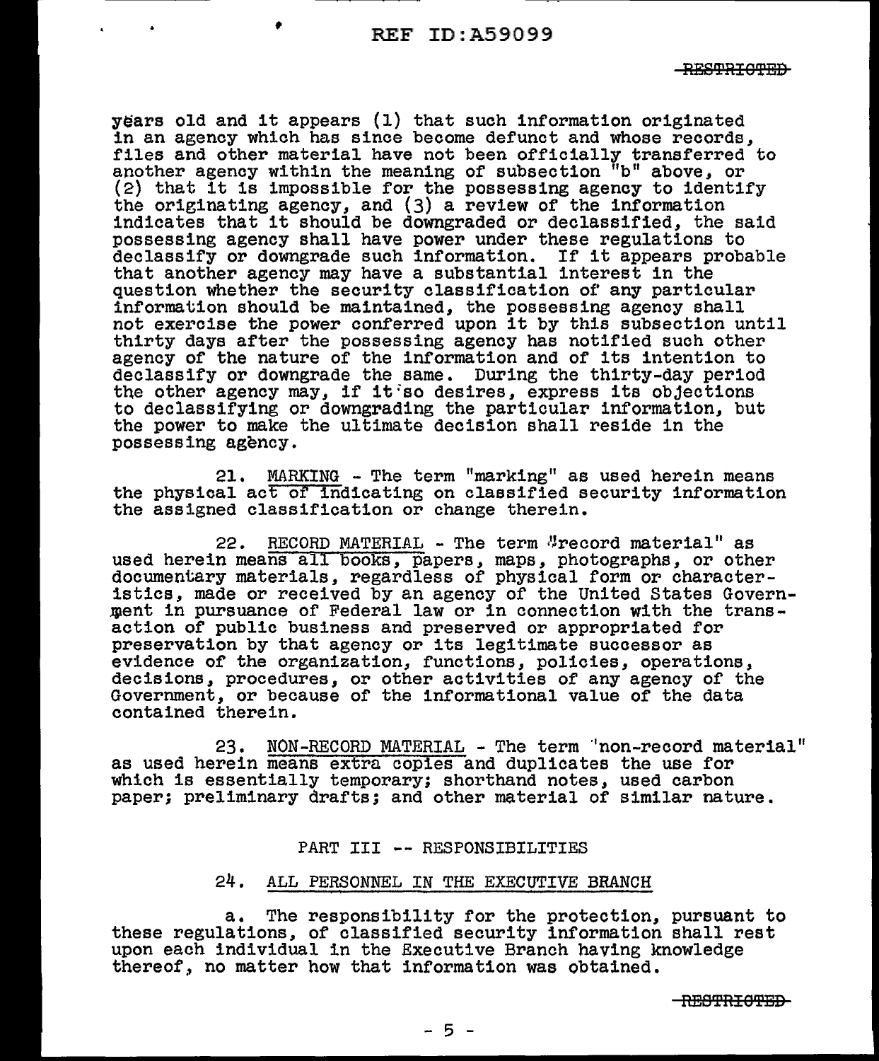years old and it appears (1) that such information originated in an agency which has since become defunct and whose records, files and other material have not been officially transferred to another agency within the meaning of subsection "b" above, or (2) that it is impossible for the possessing agency to identify the originating agency, and (3) a review of the information indicates that it should be downgraded or declassified, the said possessing agency shall have power under these regulations to declassify or downgrade such information. If it appears probable that another agency may have a substantial interest in the question whether the security classification of any particular information should be maintained, the possessing agency shall not exercise the power conferred upon it by this subsection until thirty days after the possessing agency has notified such other agency of the nature of the information and of its intention to declassify or downgrade the same. During the thirty-day period the other agency may, if it so desires, express its objections to declassifying or downgrading the particular information, but the power to make the ultimate decision shall reside in the possessing agency.

21. MARKING - The term "marking" as used herein means the physical act of indicating on classified security information the assigned classification or change therein.

22. RECORD MATERIAL - The term "record material" as used herein means all books, papers, maps, photographs, or other documentary materials, regardless of physical form or characteristics, made or received by an agency of the United States Government in pursuance of Federal law or in connection with the transaction of public business and preserved or appropriated for preservation by that agency or its legitimate successor as evidence of the organization, functions, policies, operations, decisions, procedures, or other activities of any agency of the Government, or because of the informational value of the data contained therein.

23. NON-RECORD MATERIAL - The term "non-record material" as used herein means extra copies and duplicates the use for which is essentially temporary; shorthand notes, used carbon paper; preliminary drafts; and other material of similar nature.

## PART III -- RESPONSIBILITIES

### 24. ALL PERSONNEL IN THE EXECUTIVE BRANCH

a. The responsibility for the protection, pursuant to these regulations, of classified security information shall rest upon each individual in the Executive Branch having knowledge thereof, no matter how that information was obtained.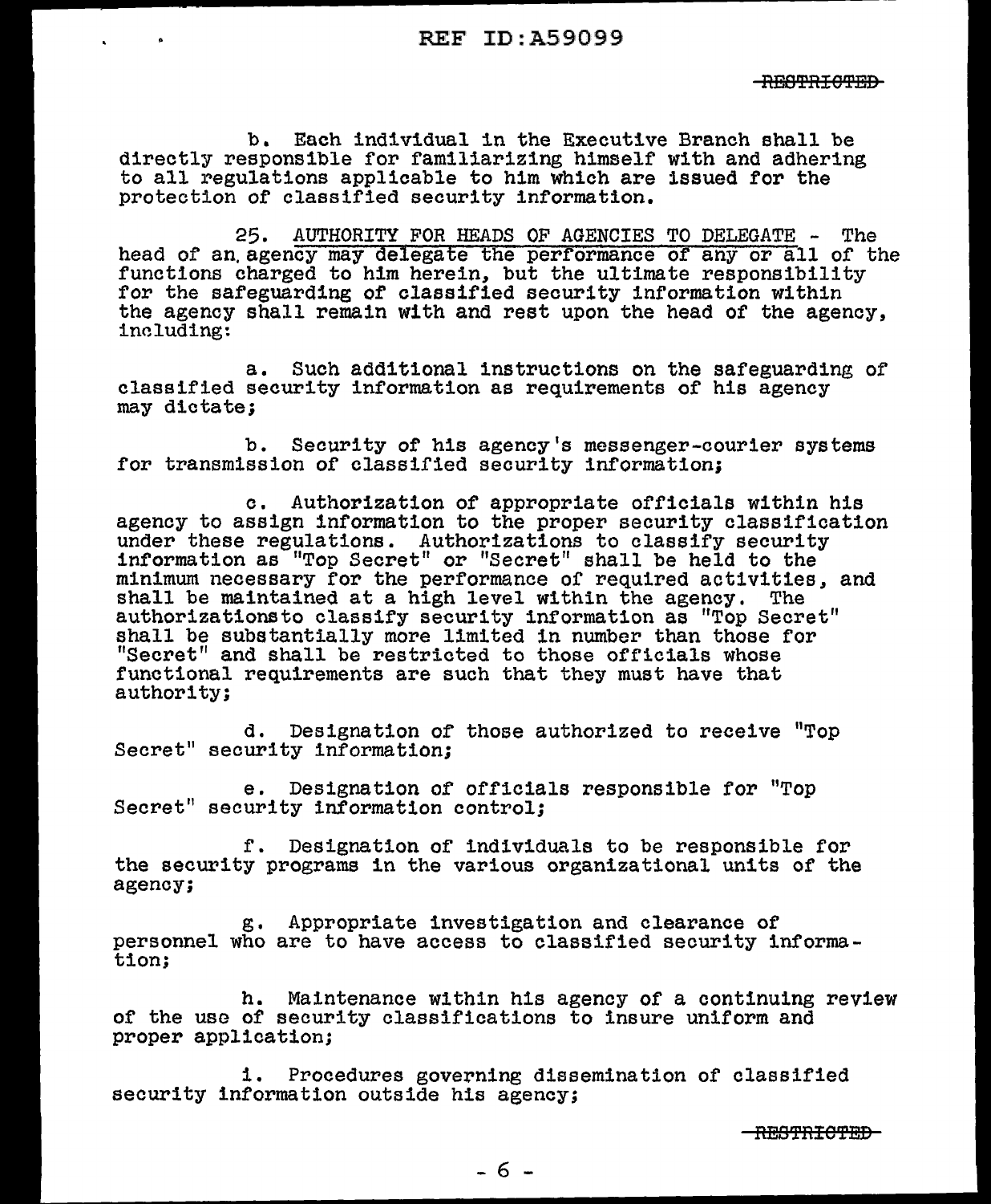b. Each individual in the Executive Branch shall be directly responsible for familiarizing himself with and adhering to all regulations applicable to him which are issued for the protection of classified security information.

25. AUTHORITY FOR HEADS OF AGENCIES TO DELEGATE - The head of an agency may delegate the performance of any or all of the functions charged to him herein, but the ultimate responsibility for the safeguarding of classified security information within the agency shall remain with and rest upon the head of the agency, including:

a. Such additional instructions on the safeguarding of classified security information as requirements of his agency may dictate;

b. Security of his agency's messenger-courier systems for transmission of classified security information;

c. Authorization of appropriate officials within his agency to assign information to the proper security classification under these regulations. Authorizations to classify security information as "Top Secret" or "Secret" shall be held to the minimum necessary for the performance of required activities, and shall be maintained at a high level within the agency. The authorizationsto classify security information as "Top Secret" shall be substantially more limited in number than those for "Secret" and shall be restricted to those officials whose functional requirements are such that they must have that authority;

d. Designation of those authorized to receive "Top Secret" security information;

e. Designation of officials responsible for "Top Secret" security information control;

f. Designation of individuals to be responsible for the security programs in the various organizational units of the agency;

g. Appropriate investigation and clearance of personnel who are to have access to classified security information;

h. Maintenance within his agency of a continuing review of the use of security classifications to insure uniform and proper application;

i. Procedures governing dissemination of classified security information outside his agency;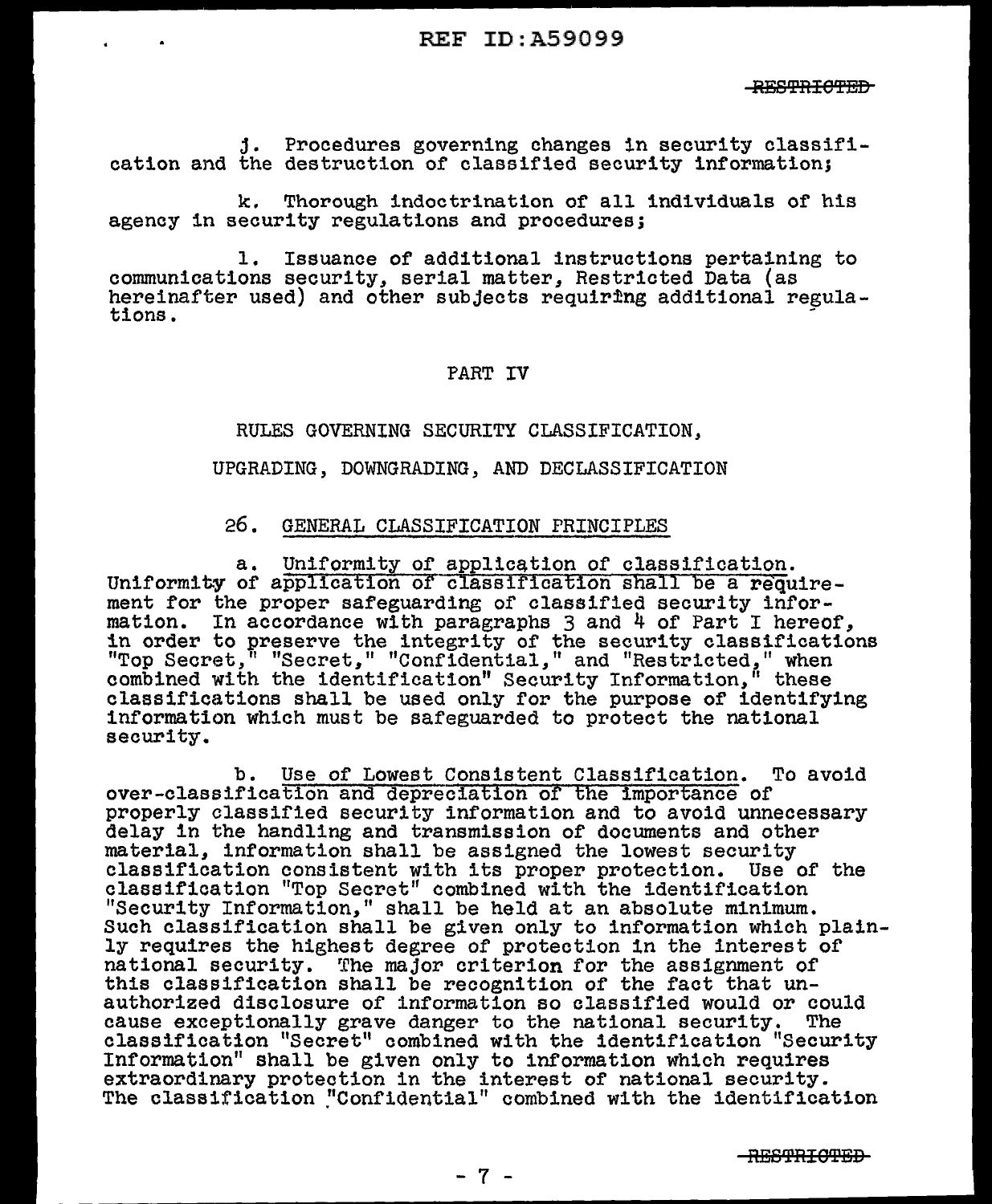j. Procedures governing changes in security classification and the destruction of classified security information;

k. Thorough indoctrination of all individuals of his agency in security regulations and procedures;

l. Issuance of additional instructions pertaining to communications security, serial matter, Restricted Data (as hereinafter used) and other subjects requiring additional regulations.

## PART IV

## RULES GOVERNING SECURITY CLASSIFICATION, UPGRADING, DOWNGRADING, AND DECLASSIFICATION

### 26. GENERAL CLASSIFICATION PRINCIPLES

a. Uniformity of application of classification. Uniformity of application of classification shall be a requirement for the proper safeguarding of classified security information. In accordance with paragraphs 3 and 4 of Part I hereof, in order to preserve the integrity of the security classifications "Top Secret," "Secret," "Confidential," and "Restricted," when combined with the identification" Security Information," these classifications shall be used only for the purpose of identifying information which must be safeguarded to protect the national security.

b. Use of Lowest Consistent Classification. To avoid over-classification and depreciation of the importance of properly classified security information and to avoid unnecessary delay in the handling and transmission of documents and other material, information shall be assigned the lowest security classification consistent with its proper protection. Use of the classification "Top Secret" combined with the identification "Security Information," shall be held at an absolute minimum. Such classification shall be given only to information which plainly requires the highest degree of protection in the interest of national security. The major criterion for the assignment of this classification shall be recognition of the fact that unauthorized disclosure of information so classified would or could cause exceptionally grave danger to the national security. The classification "Secret" combined with the identification "Security Information" shall be given only to information which requires extraordinary protection in the interest of national security. The classification "Confidential" combined with the identification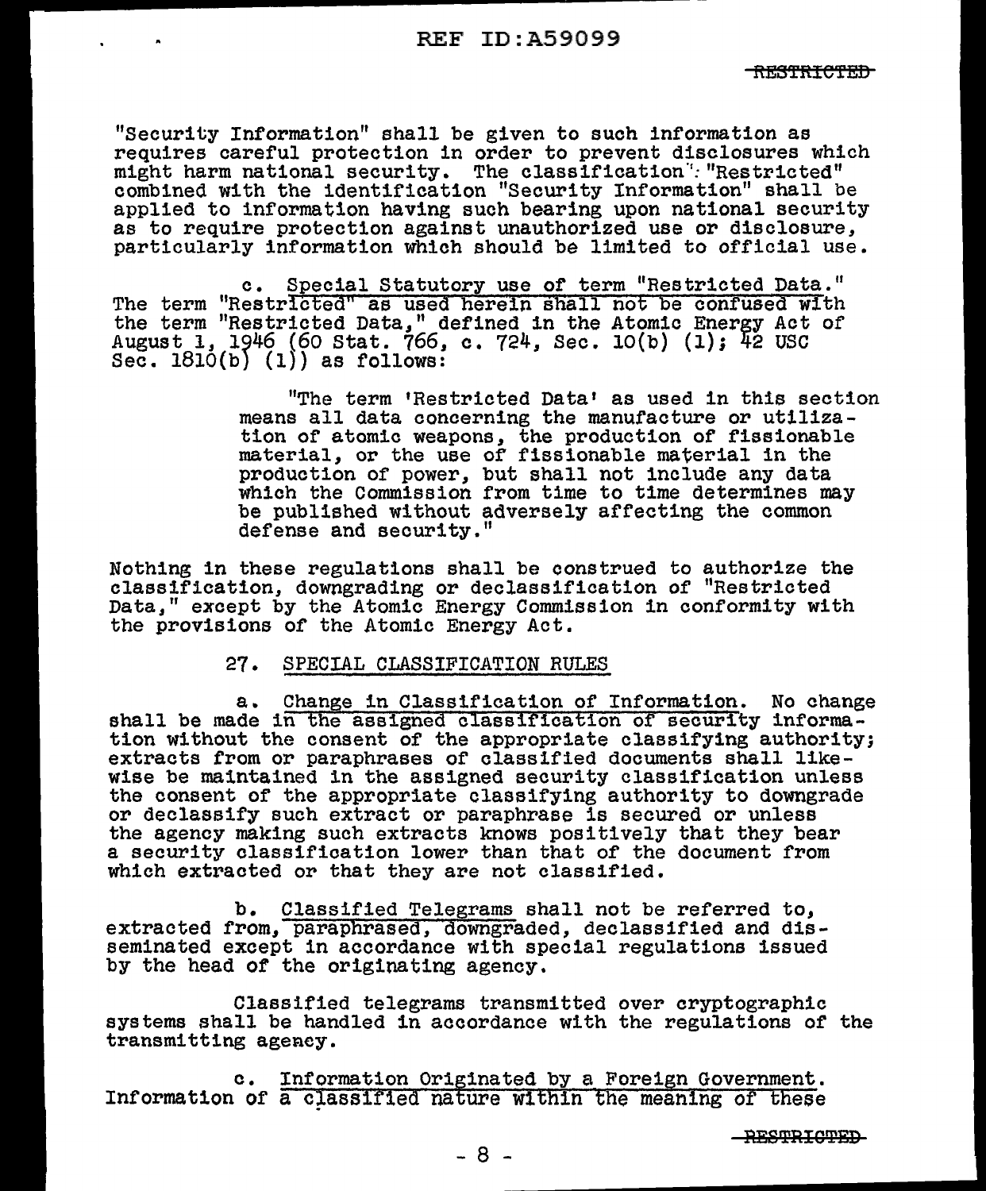"Security Information" shall be given to such information as requires careful protection in order to prevent disclosures which might harm national security. The classification "Restricted" combined with the identification "Security Information" shall be applied to information having such bearing upon national security as to require protection against unauthorized use or disclosure, particularly information which should be limited to official use.

c. Special Statutory use of term "Restricted Data." The term "Restricted" as used herein shall not be confused with the term "Restricted Data," defined in the Atomic Energy Act of August 1, 1946 (60 Stat. 766, c. 724, Sec. 10(b) (1); 42 USC Sec. 1810(b) (1)) as follows:

> "The term 'Restricted Data' as used in this section means all data concerning the manufacture or utilization of atomic weapons, the production of fissionable material, or the use of fissionable material in the production of power, but shall not include any data which the Commission from time to time determines may be published without adversely affecting the common defense and security."

Nothing in these regulations shall be construed to authorize the classification, downgrading or declassification of "Restricted Data," except by the Atomic Energy Commission in conformity with the provisions of the Atomic Energy Act.

## 27. SPECIAL CLASSIFICATION RULES

a. Change in Classification of Information. No change shall be made in the assigned classification of security information without the consent of the appropriate classifying authority; extracts from or paraphrases of classified documents shall likewise be maintained in the assigned security classification unless the consent of the appropriate classifying authority to downgrade or declassify such extract or paraphrase is secured or unless the agency making such extracts knows positively that they bear a security classification lower than that of the document from which extracted or that they are not classified.

b. Classified Telegrams shall not be referred to, extracted from, paraphrased, downgraded, declassified and disseminated except in accordance with special regulations issued by the head of the originating agency.

Classified telegrams transmitted over cryptographic systems shall be handled in accordance with the regulations of the transmitting agency.

c. Information Originated by a Foreign Government. Information of a classified nature within the meaning of these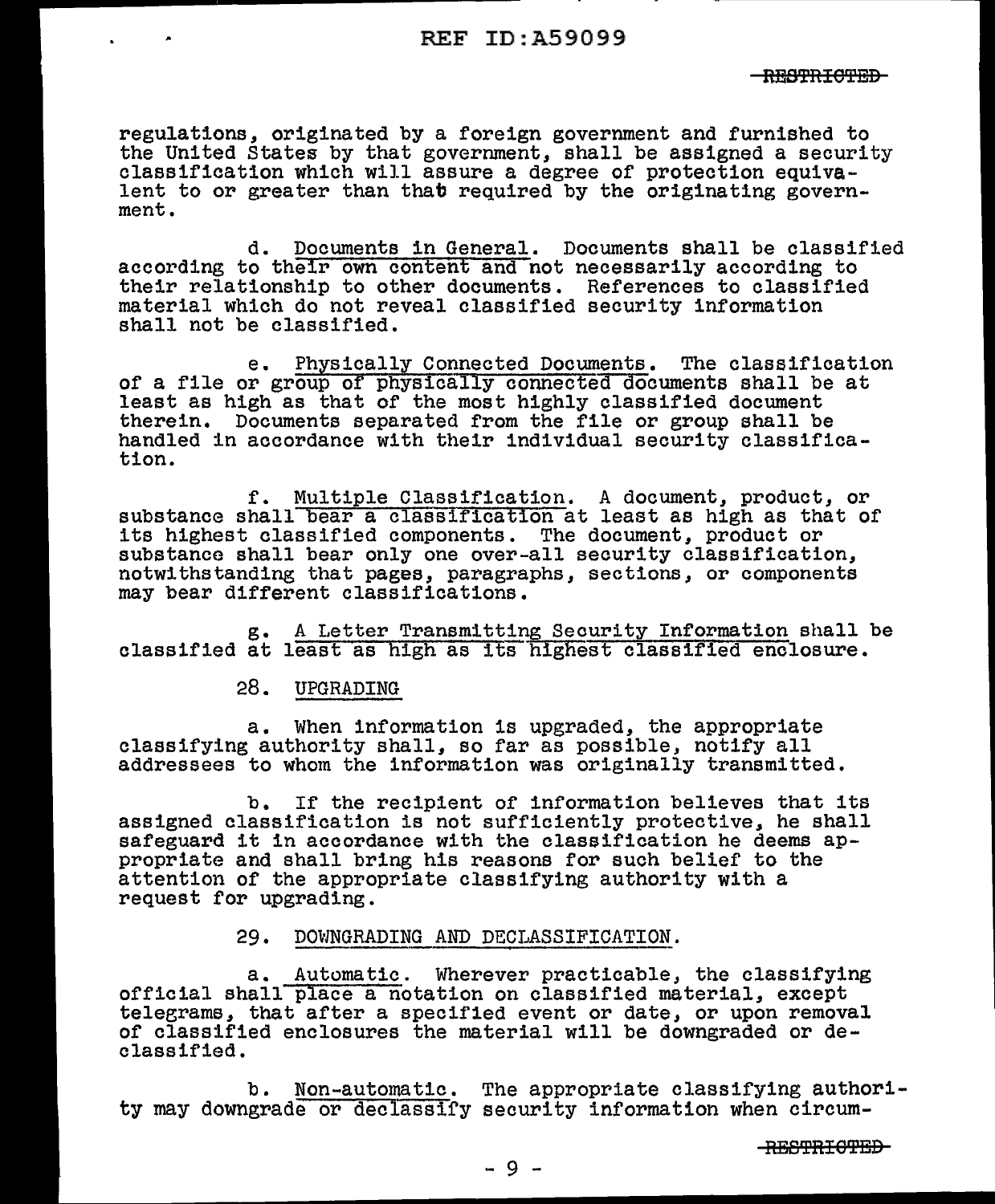regulations, originated by a foreign government and furnished to the United States by that government, shall be assigned a security classification which will assure a degree of protection equivalent to or greater than that required by the originating government.

d. Documents in General. Documents shall be classified according to their own content and not necessarily according to their relationship to other documents. References to classified material which do not reveal classified security information shall not be classified.

e. Physically Connected Documents. The classification of a file or group of physically connected documents shall be at least as high as that of the most highly classified document therein. Documents separated from the file or group shall be handled in accordance with their individual security classification.

f. Multiple Classification. A document, product, or substance shall bear a classification at least as high as that of its highest classified components. The document, product or substance shall bear only one over-all security classification, notwithstanding that pages, paragraphs, sections, or components may bear different classifications.

g. A Letter Transmitting Security Information shall be classified at least as high as its highest classified enclosure.

## 28. UPGRADING

a. When information is upgraded, the appropriate classifying authority shall, so far as possible, notify all addressees to whom the information was originally transmitted.

b. If the recipient of information believes that its assigned classification is not sufficiently protective, he shall safeguard it in accordance with the classification he deems appropriate and shall bring his reasons for such belief to the attention of the appropriate classifying authority with a request for upgrading.

## 29. DOWNGRADING AND DECLASSIFICATION.

a. Automatic. Wherever practicable, the classifying official shall place a notation on classified material, except telegrams, that after a specified event or date, or upon removal of classified enclosures the material will be downgraded or declassified.

b. Non-automatic. The appropriate classifying authority may downgrade or declassify security information when circum-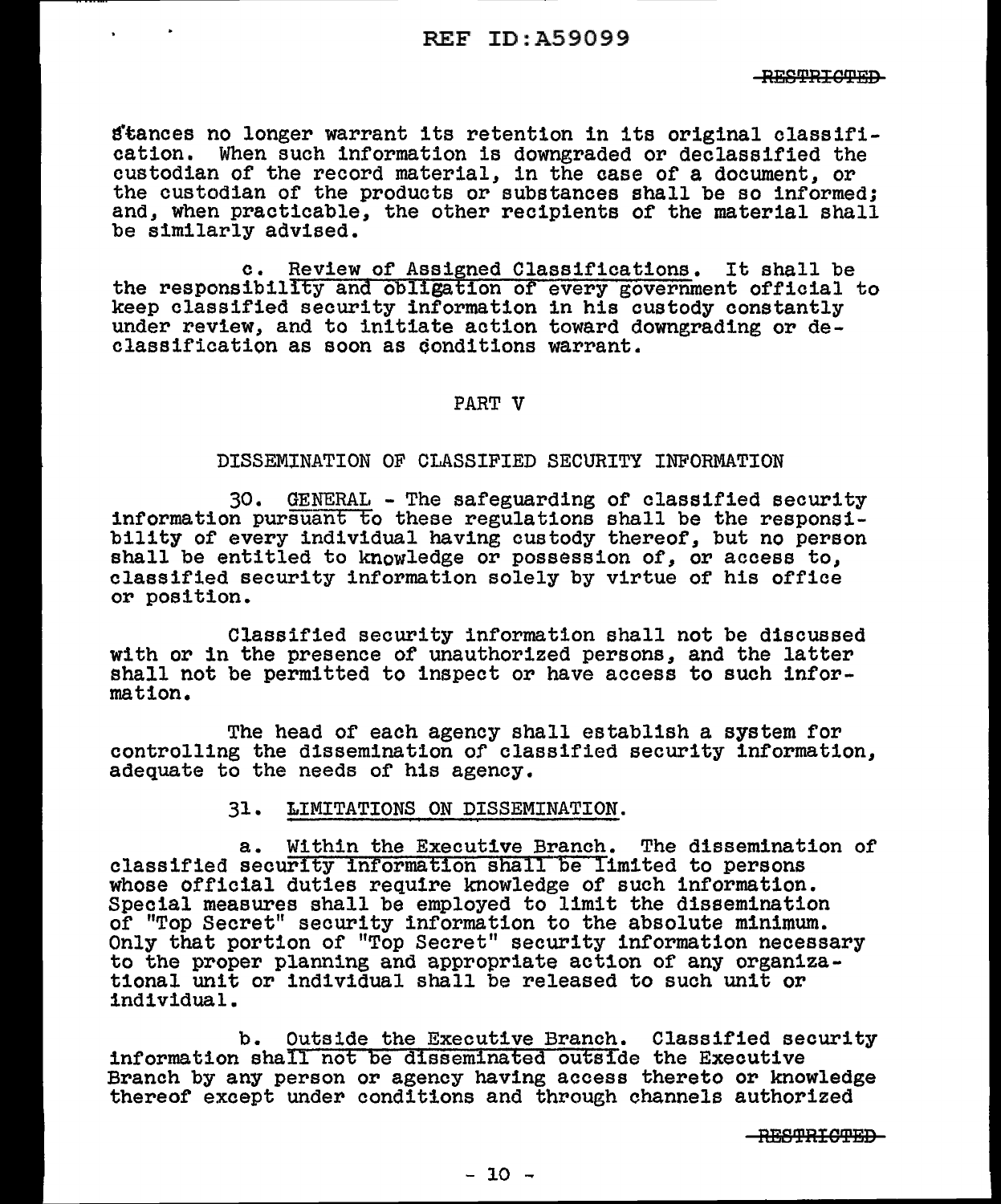stances no longer warrant its retention in its original classification. When such information is downgraded or declassified the custodian of the record material, in the case of a document, or the custodian of the products or substances shall be so informed; and, when practicable, the other recipients of the material shall be similarly advised.

c. Review of Assigned Classifications. It shall be the responsibility and obligation of every government official to keep classified security information in his custody constantly under review, and to initiate action toward downgrading or declassification as soon as conditions warrant.

## PART V

## DISSEMINATION OF CLASSIFIED SECURITY INFORMATION

30. GENERAL - The safeguarding of classified security information pursuant to these regulations shall be the responsibility of every individual having custody thereof, but no person shall be entitled to knowledge or possession of, or access to, classified security information solely by virtue of his office or position.

Classified security information shall not be discussed with or in the presence of unauthorized persons, and the latter shall not be permitted to inspect or have access to such information.

The head of each agency shall establish a system for controlling the dissemination of classified security information, adequate to the needs of his agency.

31. LIMITATIONS ON DISSEMINATION.

a. Within the Executive Branch. The dissemination of classified security information shall be limited to persons whose official duties require knowledge of such information. Special measures shall be employed to limit the dissemination of "Top Secret" security information to the absolute minimum. Only that portion of "Top Secret" security information necessary to the proper planning and appropriate action of any organizational unit or individual shall be released to such unit or individual.

b. Outside the Executive Branch. Classified security information shall not be disseminated outside the Executive Branch by any person or agency having access thereto or knowledge thereof except under conditions and through channels authorized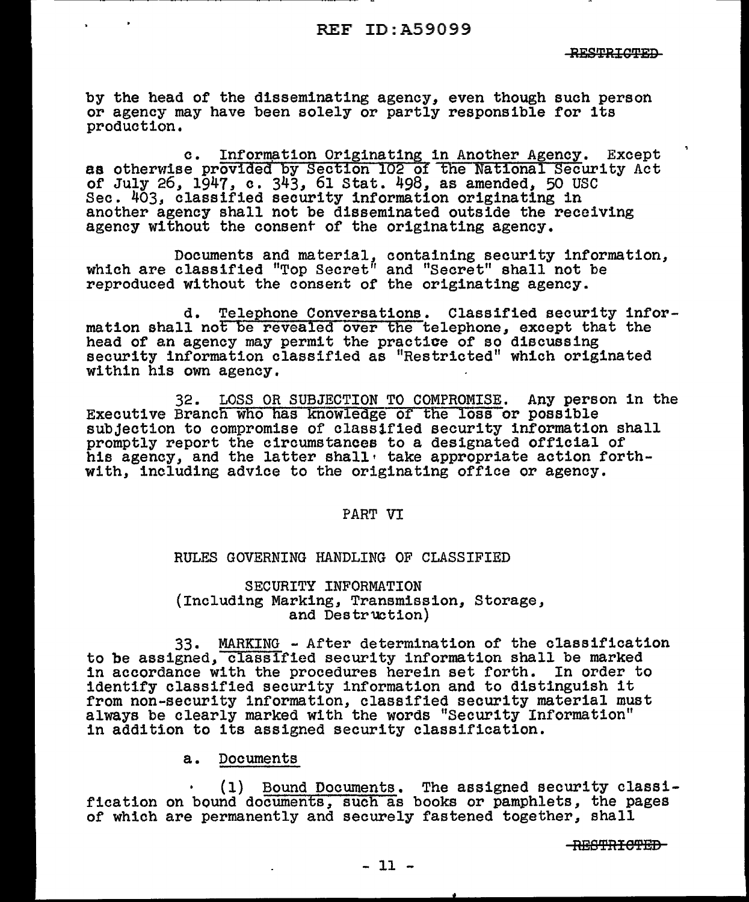by the head of the disseminating agency, even though such person or agency may have been solely or partly responsible for its production.

c. Information Originating in Another Agency. Except as otherwise provided by Section 102 of the National Security Act of July 26, 1947, c. 343, 61 Stat. 498, as amended, 50 USC Sec. 403, classified security information originating in another agency shall not be disseminated outside the receiving agency without the consent of the originating agency.

Documents and material, containing security information, which are classified "Top Secret" and "Secret" shall not be reproduced without the consent of the originating agency.

d. Telephone Conversations. Classified security information shall not be revealed over the telephone, except that the head of an agency may permit the practice of so discussing security information classified as "Restricted" which originated within his own agency.

32. LOSS OR SUBJECTION TO COMPROMISE. Any person in the Executive Branch who has knowledge of the loss or possible subjection to compromise of classified security information shall promptly report the circumstances to a designated official of his agency, and the latter shall take appropriate action forthwith, including advice to the originating office or agency.

## PART VI

## RULES GOVERNING HANDLING OF CLASSIFIED SECURITY INFORMATION (Including Marking, Transmission, Storage, and Destruction)

33. MARKING - After determination of the classification to be assigned, classified security information shall be marked in accordance with the procedures herein set forth. In order to identify classified security information and to distinguish it from non-security information, classified security material must always be clearly marked with the words "Security Information" in addition to its assigned security classification.

a. Documents

(1) Bound Documents. The assigned security classification on bound documents, such as books or pamphlets, the pages of which are permanently and securely fastened together, shall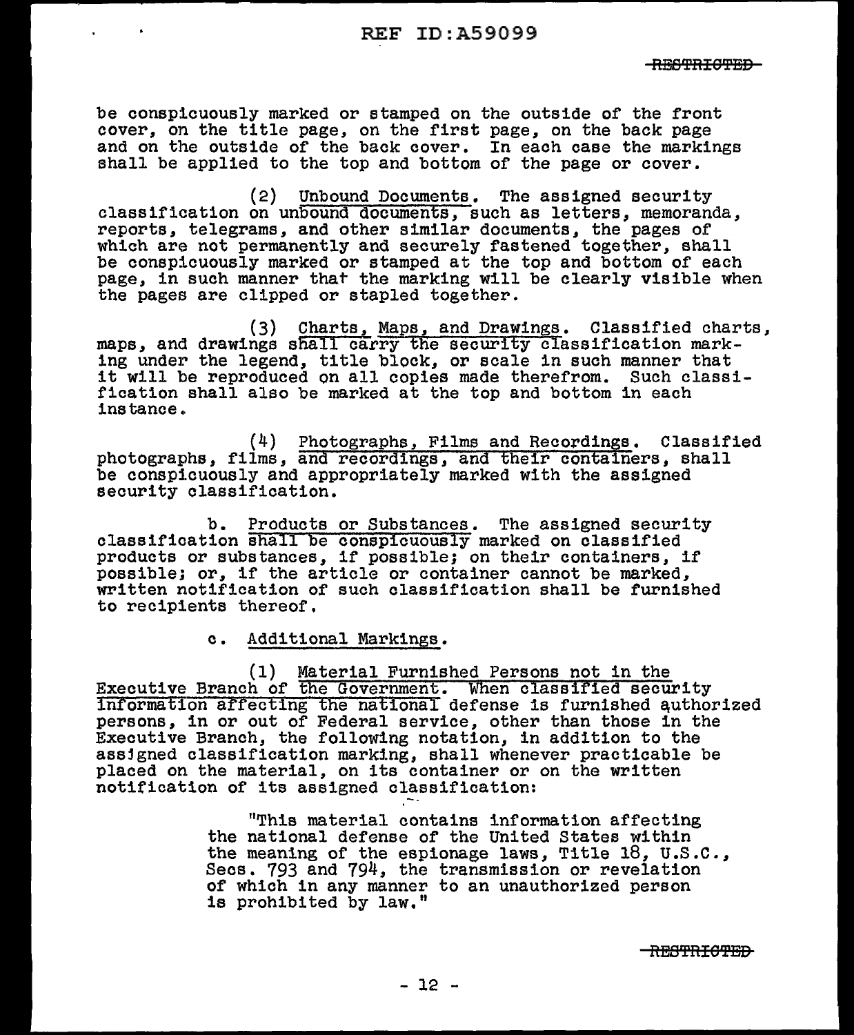be conspicuously marked or stamped on the outside of the front cover, on the title page, on the first page, on the back page and on the outside of the back cover. In each case the markings shall be applied to the top and bottom of the page or cover.

(2) Unbound Documents. The assigned security classification on unbound documents, such as letters, memoranda, reports, telegrams, and other similar documents, the pages of which are not permanently and securely fastened together, shall be conspicuously marked or stamped at the top and bottom of each page, in such manner that the marking will be clearly visible when the pages are clipped or stapled together.

(3) Charts, Maps, and Drawings. Classified charts, maps, and drawings shall carry the security classification marking under the legend, title block, or scale in such manner that it will be reproduced on all copies made therefrom. Such classification shall also be marked at the top and bottom in each instance.

(4) Photographs, Films and Recordings. Classified photographs, films, and recordings, and their containers, shall be conspicuously and appropriately marked with the assigned security classification.

b. Products or Substances. The assigned security classification shall be conspicuously marked on classified products or substances, if possible; on their containers, if possible; or, if the article or container cannot be marked, written notification of such classification shall be furnished to recipients thereof.

c. Additional Markings.

(1) Material Furnished Persons not in the Executive Branch of the Government. When classified security information affecting the national defense is furnished authorized persons, in or out of Federal service, other than those in the Executive Branch, the following notation, in addition to the assigned classification marking, shall whenever practicable be placed on the material, on its container or on the written notification of its assigned classification:

> "This material contains information affecting the national defense of the United States within the meaning of the espionage laws, Title 18, U.S.C., Secs. 793 and 794, the transmission or revelation of which in any manner to an unauthorized person is prohibited by law."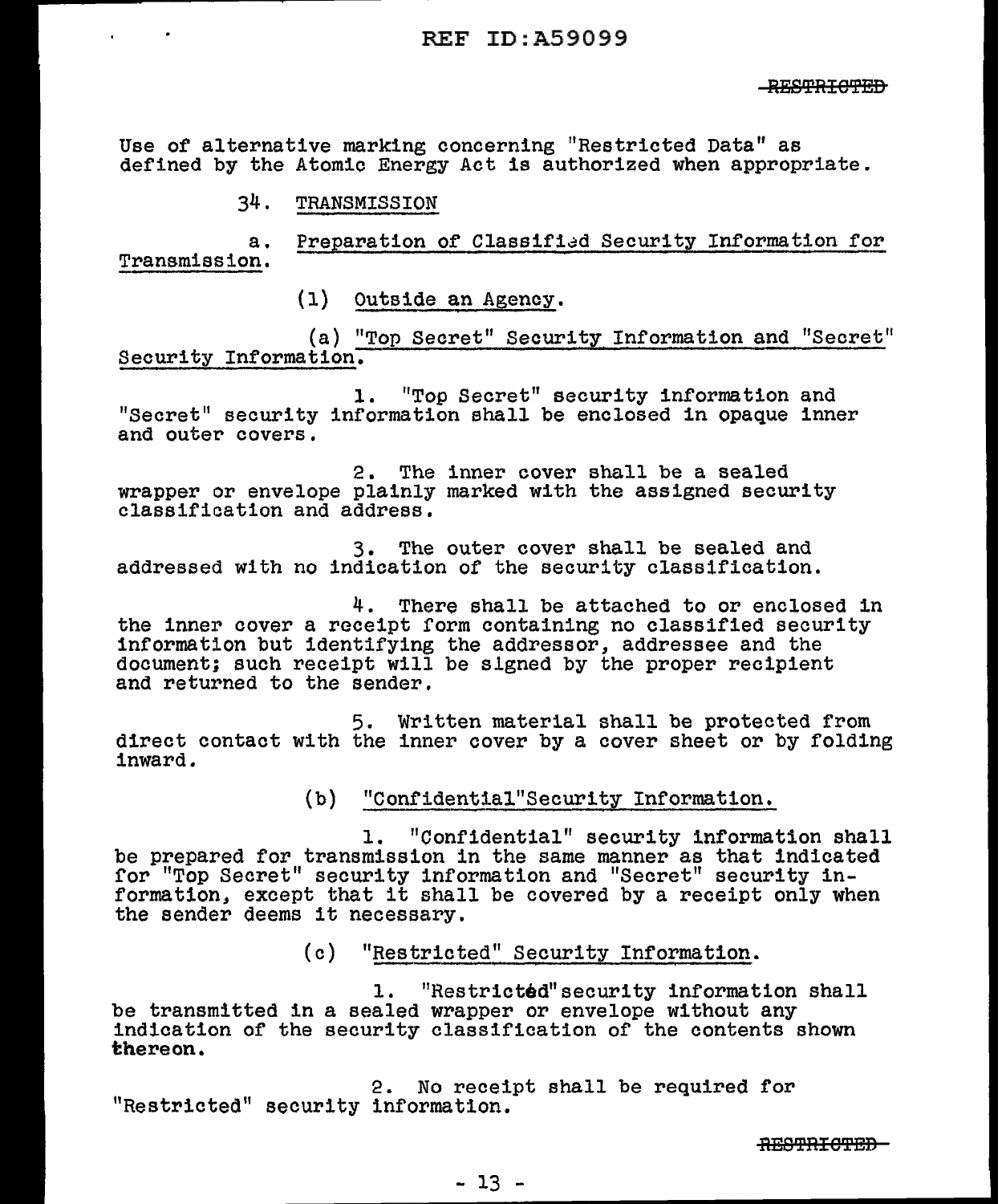Use of alternative marking concerning "Restricted Data" as defined by the Atomic Energy Act is authorized when appropriate.

34. TRANSMISSION

a. Preparation of Classified Security Information for Transmission.

(1) Outside an Agency.

(a) "Top Secret" Security Information and "Secret" Security Information.

1. "Top Secret" security information and "Secret" security information shall be enclosed in opaque inner and outer covers.

2. The inner cover shall be a sealed wrapper or envelope plainly marked with the assigned security classification and address.

3. The outer cover shall be sealed and addressed with no indication of the security classification.

4. There shall be attached to or enclosed in the inner cover a receipt form containing no classified security information but identifying the addressor, addressee and the document; such receipt will be signed by the proper recipient and returned to the sender.

5. Written material shall be protected from direct contact with the inner cover by a cover sheet or by folding inward.

(b) "Confidential" Security Information.

1. "Confidential" security information shall be prepared for transmission in the same manner as that indicated for "Top Secret" security information and "Secret" security information, except that it shall be covered by a receipt only when the sender deems it necessary.

(c) "Restricted" Security Information.

1. "Restricted" security information shall be transmitted in a sealed wrapper or envelope without any indication of the security classification of the contents shown thereon.

2. No receipt shall be required for "Restricted" security information.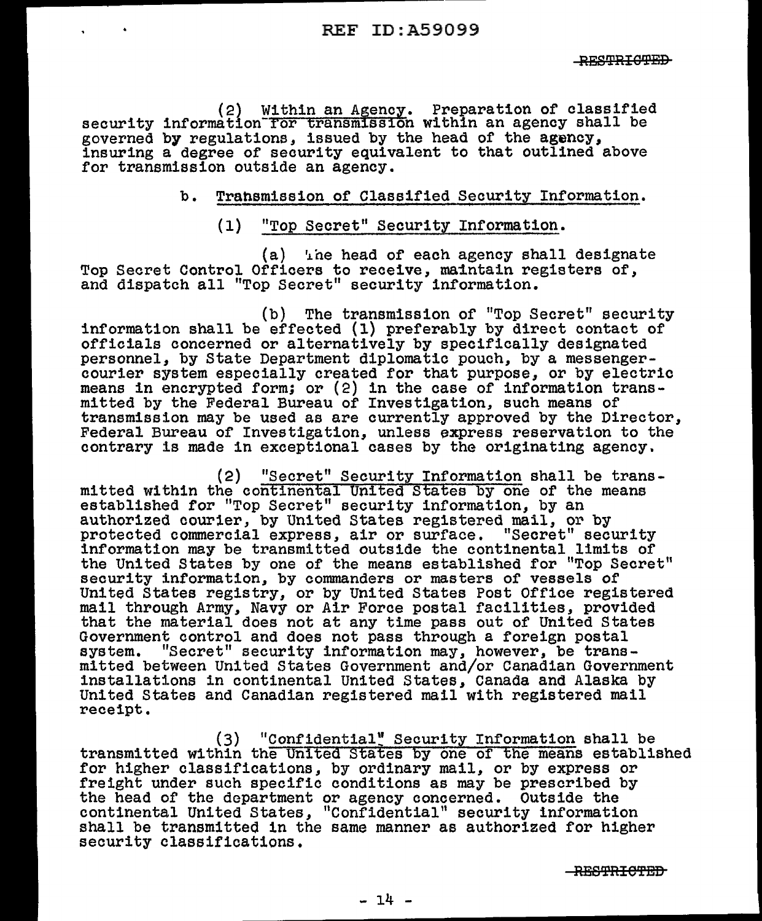(2) Within an Agency. Preparation of classified security information for transmission within an agency shall be governed by regulations, issued by the head of the agency, insuring a degree of security equivalent to that outlined above for transmission outside an agency.

b. Transmission of Classified Security Information.

(1) "Top Secret" Security Information.

(a) The head of each agency shall designate Top Secret Control Officers to receive, maintain registers of, and dispatch all "Top Secret" security information.

(b) The transmission of "Top Secret" security information shall be effected (1) preferably by direct contact of officials concerned or alternatively by specifically designated personnel, by State Department diplomatic pouch, by a messenger-courier system especially created for that purpose, or by electric means in encrypted form; or (2) in the case of information transmitted by the Federal Bureau of Investigation, such means of transmission may be used as are currently approved by the Director, Federal Bureau of Investigation, unless express reservation to the contrary is made in exceptional cases by the originating agency.

(2) "Secret" Security Information shall be transmitted within the continental United States by one of the means established for "Top Secret" security information, by an authorized courier, by United States registered mail, or by protected commercial express, air or surface. "Secret" security information may be transmitted outside the continental limits of the United States by one of the means established for "Top Secret" security information, by commanders or masters of vessels of United States registry, or by United States Post Office registered mail through Army, Navy or Air Force postal facilities, provided that the material does not at any time pass out of United States Government control and does not pass through a foreign postal system. "Secret" security information may, however, be transmitted between United States Government and/or Canadian Government installations in continental United States, Canada and Alaska by United States and Canadian registered mail with registered mail receipt.

(3) "Confidential" Security Information shall be transmitted within the United States by one of the means established for higher classifications, by ordinary mail, or by express or freight under such specific conditions as may be prescribed by the head of the department or agency concerned. Outside the continental United States, "Confidential" security information shall be transmitted in the same manner as authorized for higher security classifications.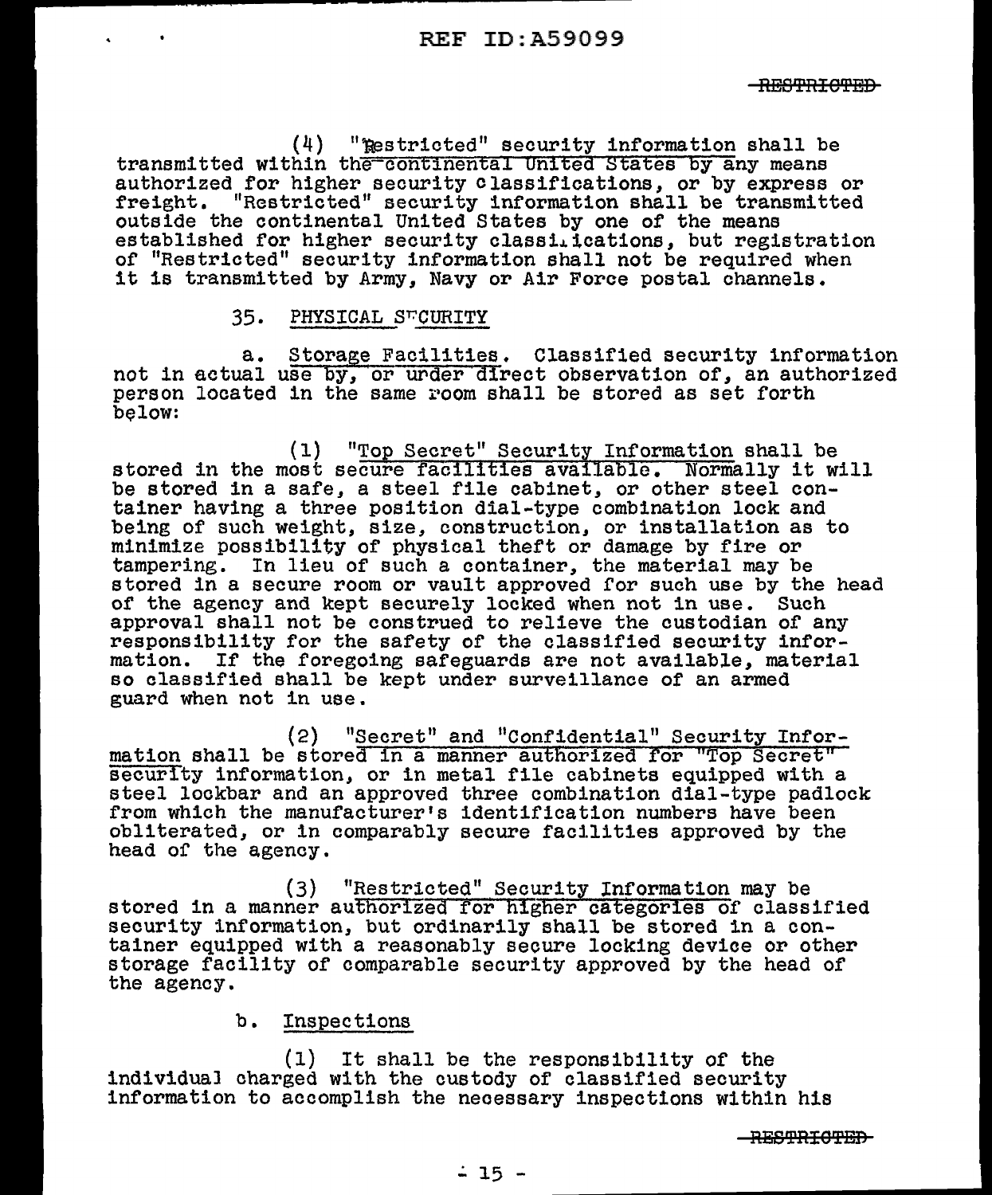(4) "Restricted" security information shall be transmitted within the continental United States by any means authorized for higher security classifications, or by express or freight. "Restricted" security information shall be transmitted outside the continental United States by one of the means established for higher security classifications, but registration of "Restricted" security information shall not be required when it is transmitted by Army, Navy or Air Force postal channels.

35. PHYSICAL SECURITY

a. Storage Facilities. Classified security information not in actual use by, or under direct observation of, an authorized person located in the same room shall be stored as set forth below:

(1) "Top Secret" Security Information shall be stored in the most secure facilities available. Normally it will be stored in a safe, a steel file cabinet, or other steel container having a three position dial-type combination lock and being of such weight, size, construction, or installation as to minimize possibility of physical theft or damage by fire or tampering. In lieu of such a container, the material may be stored in a secure room or vault approved for such use by the head of the agency and kept securely locked when not in use. Such approval shall not be construed to relieve the custodian of any responsibility for the safety of the classified security information. If the foregoing safeguards are not available, material so classified shall be kept under surveillance of an armed guard when not in use.

(2) "Secret" and "Confidential" Security Information shall be stored in a manner authorized for "Top Secret" security information, or in metal file cabinets equipped with a steel lockbar and an approved three combination dial-type padlock from which the manufacturer's identification numbers have been obliterated, or in comparably secure facilities approved by the head of the agency.

(3) "Restricted" Security Information may be stored in a manner authorized for higher categories of classified security information, but ordinarily shall be stored in a container equipped with a reasonably secure locking device or other storage facility of comparable security approved by the head of the agency.

b. Inspections

(1) It shall be the responsibility of the individual charged with the custody of classified security information to accomplish the necessary inspections within his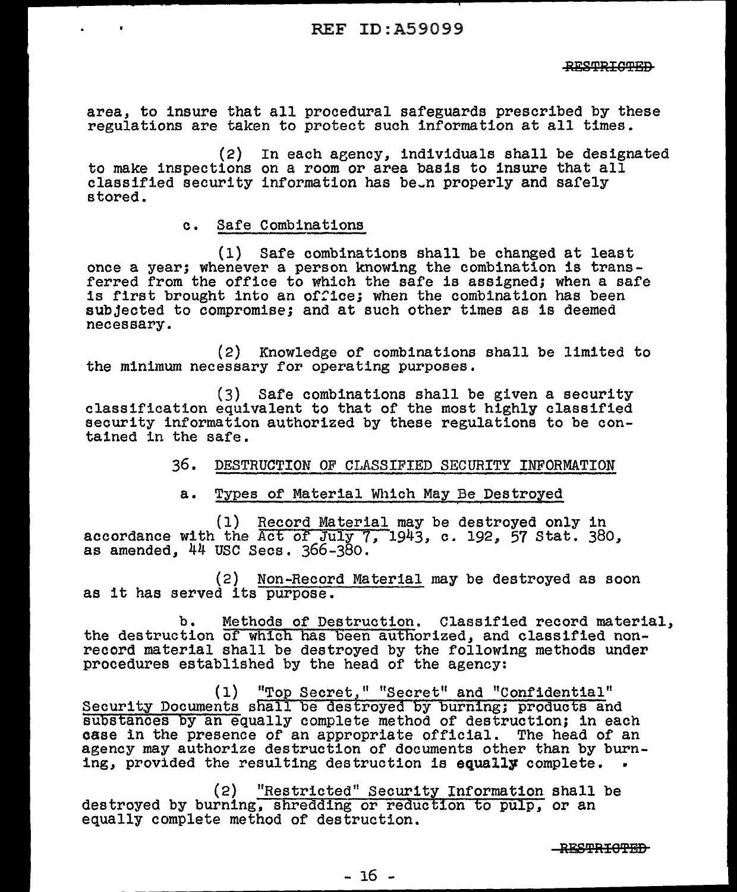area, to insure that all procedural safeguards prescribed by these regulations are taken to protect such information at all times.

(2) In each agency, individuals shall be designated to make inspections on a room or area basis to insure that all classified security information has been properly and safely stored.

c. Safe Combinations

(1) Safe combinations shall be changed at least once a year; whenever a person knowing the combination is transferred from the office to which the safe is assigned; when a safe is first brought into an office; when the combination has been subjected to compromise; and at such other times as is deemed necessary.

(2) Knowledge of combinations shall be limited to the minimum necessary for operating purposes.

(3) Safe combinations shall be given a security classification equivalent to that of the most highly classified security information authorized by these regulations to be contained in the safe.

36. DESTRUCTION OF CLASSIFIED SECURITY INFORMATION

a. Types of Material Which May Be Destroyed

(1) Record Material may be destroyed only in accordance with the Act of July 7, 1943, c. 192, 57 Stat. 380, as amended, 44 USC Secs. 366-380.

(2) Non-Record Material may be destroyed as soon as it has served its purpose.

b. Methods of Destruction. Classified record material, the destruction of which has been authorized, and classified non-record material shall be destroyed by the following methods under procedures established by the head of the agency:

(1) "Top Secret," "Secret" and "Confidential" Security Documents shall be destroyed by burning; products and substances by an equally complete method of destruction; in each case in the presence of an appropriate official. The head of an agency may authorize destruction of documents other than by burning, provided the resulting destruction is equally complete.

(2) "Restricted" Security Information shall be destroyed by burning, shredding or reduction to pulp, or an equally complete method of destruction.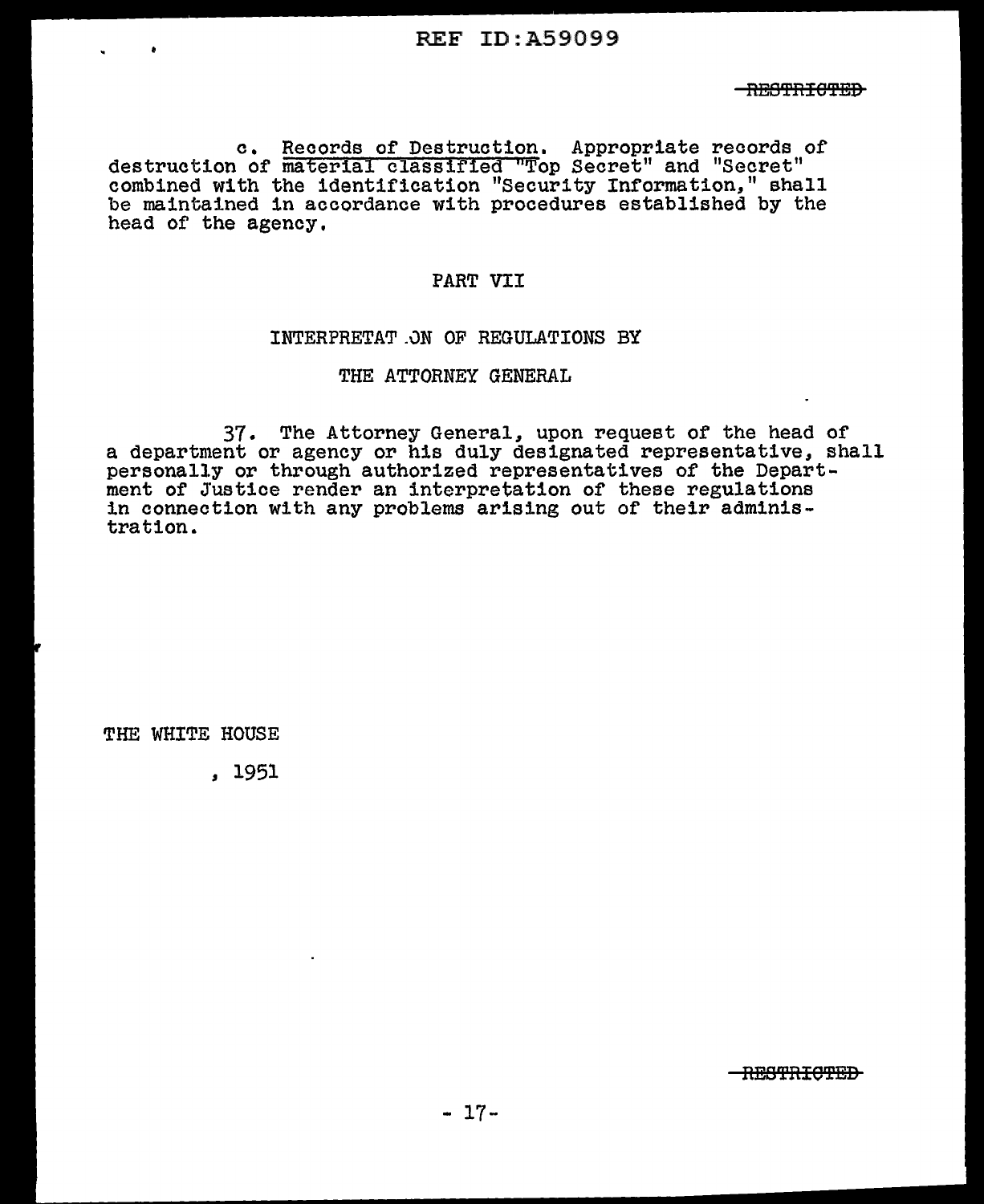c. Records of Destruction. Appropriate records of destruction of material classified "Top Secret" and "Secret" combined with the identification "Security Information," shall be maintained in accordance with procedures established by the head of the agency.

## PART VII

## INTERPRETATION OF REGULATIONS BY THE ATTORNEY GENERAL

37. The Attorney General, upon request of the head of a department or agency or his duly designated representative, shall personally or through authorized representatives of the Department of Justice render an interpretation of these regulations in connection with any problems arising out of their administration.

THE WHITE HOUSE

, 1951